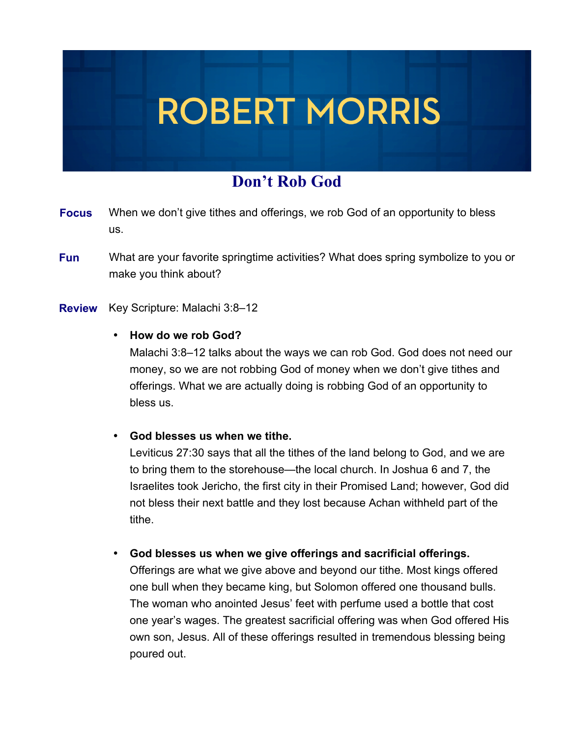# ROBERT MORRIS

## Don't Rob God

**Focus** When we don't give tithes and offerings, we rob God of an opportunity to bless us.

**Fun** What are your favorite springtime activities? What does spring symbolize to you or make you think about?

**Review** Key Scripture: Malachi 3:8–12

- **How do we rob God?**
  Malachi 3:8–12 talks about the ways we can rob God. God does not need our money, so we are not robbing God of money when we don't give tithes and offerings. What we are actually doing is robbing God of an opportunity to bless us.

- **God blesses us when we tithe.**
  Leviticus 27:30 says that all the tithes of the land belong to God, and we are to bring them to the storehouse—the local church. In Joshua 6 and 7, the Israelites took Jericho, the first city in their Promised Land; however, God did not bless their next battle and they lost because Achan withheld part of the tithe.

- **God blesses us when we give offerings and sacrificial offerings.**
  Offerings are what we give above and beyond our tithe. Most kings offered one bull when they became king, but Solomon offered one thousand bulls. The woman who anointed Jesus' feet with perfume used a bottle that cost one year's wages. The greatest sacrificial offering was when God offered His own son, Jesus. All of these offerings resulted in tremendous blessing being poured out.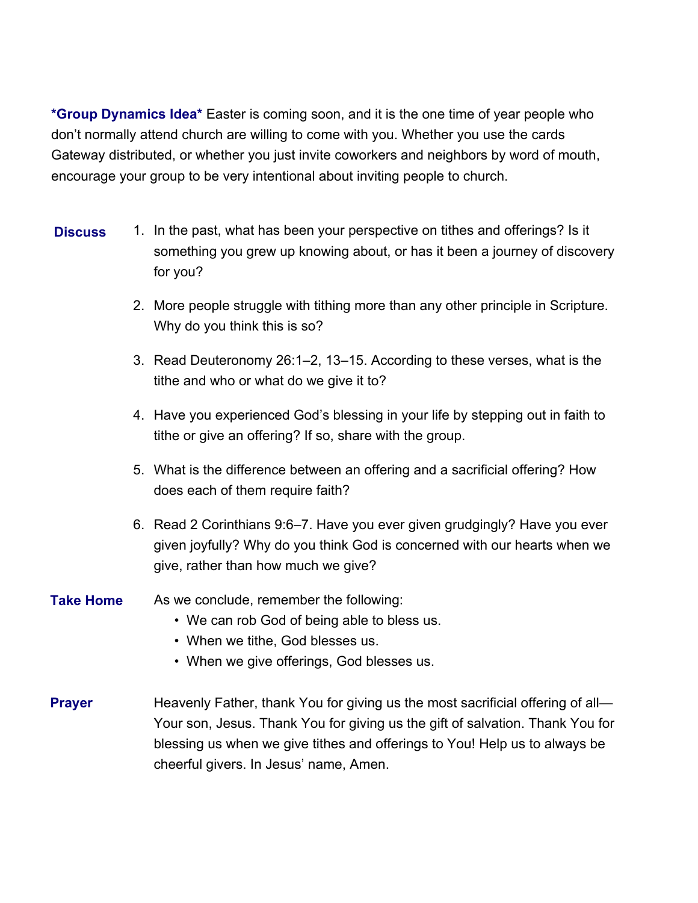**\*Group Dynamics Idea\*** Easter is coming soon, and it is the one time of year people who don't normally attend church are willing to come with you. Whether you use the cards Gateway distributed, or whether you just invite coworkers and neighbors by word of mouth, encourage your group to be very intentional about inviting people to church.

**Discuss**

1. In the past, what has been your perspective on tithes and offerings? Is it something you grew up knowing about, or has it been a journey of discovery for you?
2. More people struggle with tithing more than any other principle in Scripture. Why do you think this is so?
3. Read Deuteronomy 26:1–2, 13–15. According to these verses, what is the tithe and who or what do we give it to?
4. Have you experienced God's blessing in your life by stepping out in faith to tithe or give an offering? If so, share with the group.
5. What is the difference between an offering and a sacrificial offering? How does each of them require faith?
6. Read 2 Corinthians 9:6–7. Have you ever given grudgingly? Have you ever given joyfully? Why do you think God is concerned with our hearts when we give, rather than how much we give?

**Take Home**

As we conclude, remember the following:

- We can rob God of being able to bless us.
- When we tithe, God blesses us.
- When we give offerings, God blesses us.

**Prayer**

Heavenly Father, thank You for giving us the most sacrificial offering of all—Your son, Jesus. Thank You for giving us the gift of salvation. Thank You for blessing us when we give tithes and offerings to You! Help us to always be cheerful givers. In Jesus' name, Amen.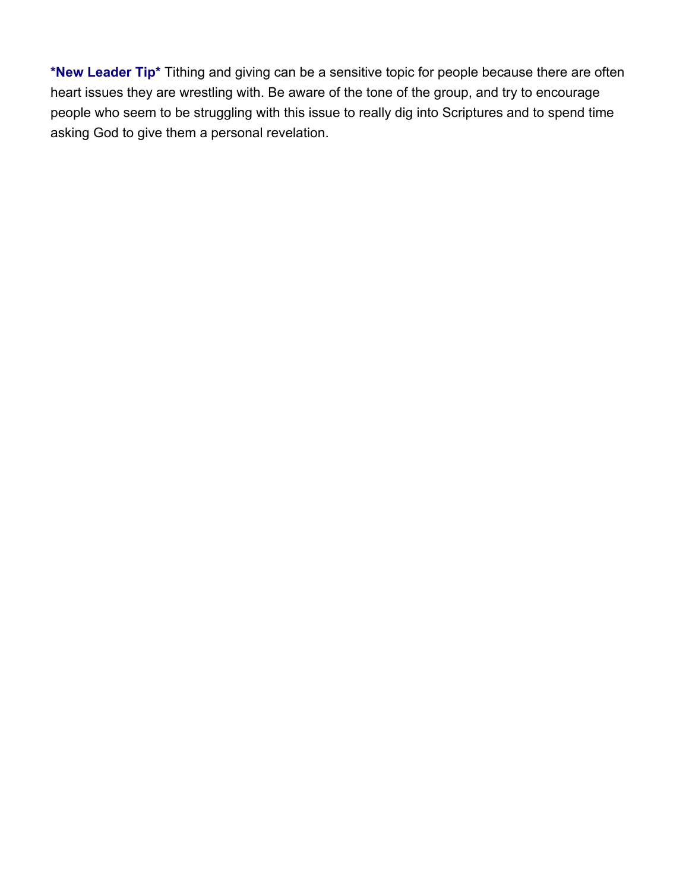**\*New Leader Tip\*** Tithing and giving can be a sensitive topic for people because there are often heart issues they are wrestling with. Be aware of the tone of the group, and try to encourage people who seem to be struggling with this issue to really dig into Scriptures and to spend time asking God to give them a personal revelation.